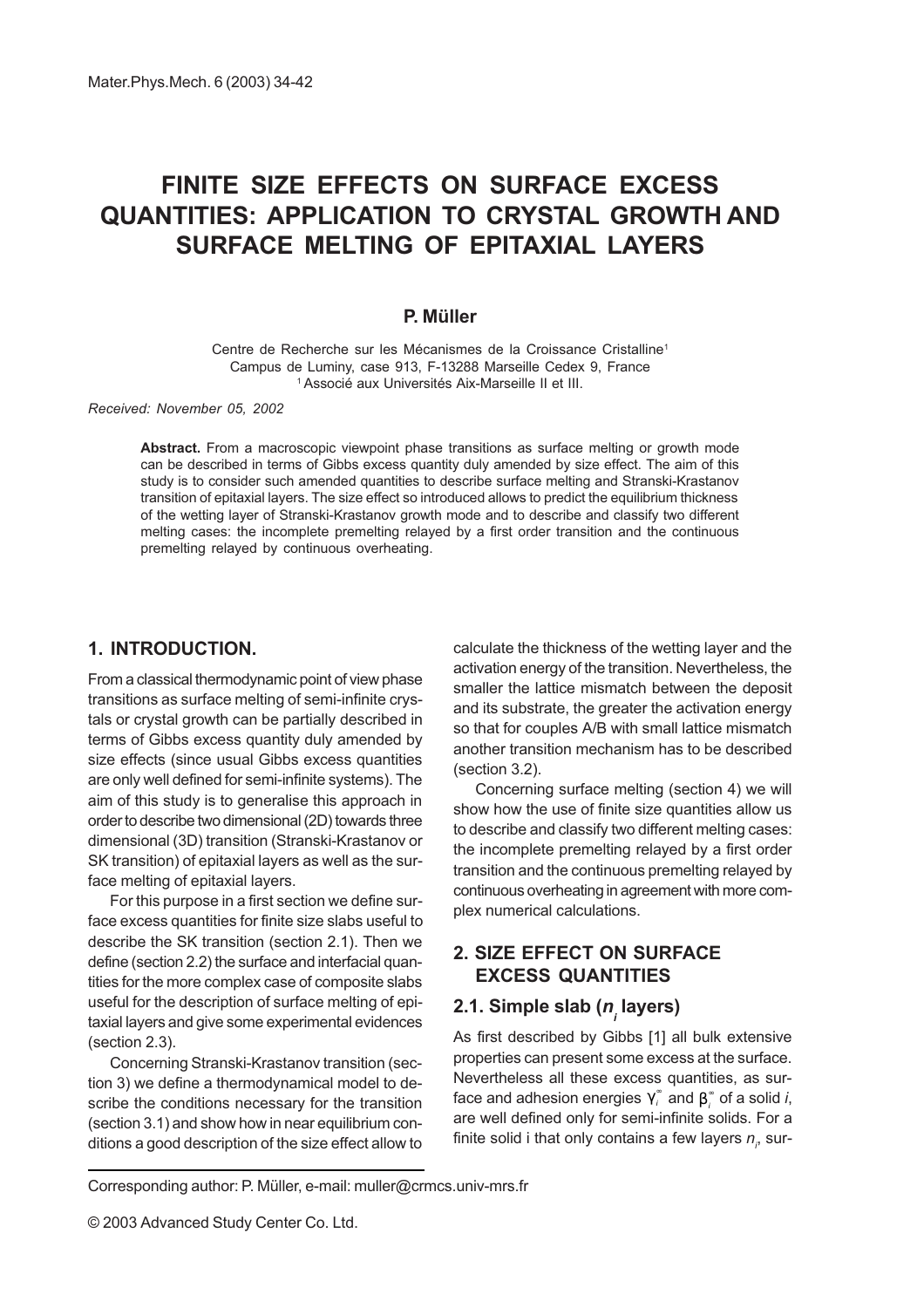# FINITE SIZE EFFECTS ON SURFACE EXCESS QUANTITIES: APPLICATION TO CRYSTAL GROWTH AND SURFACE MELTING OF EPITAXIAL LAYERS

**P. Müller**

Centre de Recherche sur les Mécanismes de la Croissance Cristalline[1]
Campus de Luminy, case 913, F-13288 Marseille Cedex 9, France
[1] Associé aux Universités Aix-Marseille II et III.

*Received: November 05, 2002*

**Abstract.** From a macroscopic viewpoint phase transitions as surface melting or growth mode can be described in terms of Gibbs excess quantity duly amended by size effect. The aim of this study is to consider such amended quantities to describe surface melting and Stranski-Krastanov transition of epitaxial layers. The size effect so introduced allows to predict the equilibrium thickness of the wetting layer of Stranski-Krastanov growth mode and to describe and classify two different melting cases: the incomplete premelting relayed by a first order transition and the continuous premelting relayed by continuous overheating.

## 1. INTRODUCTION.

From a classical thermodynamic point of view phase transitions as surface melting of semi-infinite crystals or crystal growth can be partially described in terms of Gibbs excess quantity duly amended by size effects (since usual Gibbs excess quantities are only well defined for semi-infinite systems). The aim of this study is to generalise this approach in order to describe two dimensional (2D) towards three dimensional (3D) transition (Stranski-Krastanov or SK transition) of epitaxial layers as well as the surface melting of epitaxial layers.

For this purpose in a first section we define surface excess quantities for finite size slabs useful to describe the SK transition (section 2.1). Then we define (section 2.2) the surface and interfacial quantities for the more complex case of composite slabs useful for the description of surface melting of epitaxial layers and give some experimental evidences (section 2.3).

Concerning Stranski-Krastanov transition (section 3) we define a thermodynamical model to describe the conditions necessary for the transition (section 3.1) and show how in near equilibrium conditions a good description of the size effect allow to calculate the thickness of the wetting layer and the activation energy of the transition. Nevertheless, the smaller the lattice mismatch between the deposit and its substrate, the greater the activation energy so that for couples A/B with small lattice mismatch another transition mechanism has to be described (section 3.2).

Concerning surface melting (section 4) we will show how the use of finite size quantities allow us to describe and classify two different melting cases: the incomplete premelting relayed by a first order transition and the continuous premelting relayed by continuous overheating in agreement with more complex numerical calculations.

## 2. SIZE EFFECT ON SURFACE EXCESS QUANTITIES

### 2.1. Simple slab ($n_i$ layers)

As first described by Gibbs [1] all bulk extensive properties can present some excess at the surface. Nevertheless all these excess quantities, as surface and adhesion energies $\gamma_i^\infty$ and $\beta_i^\infty$ of a solid $i$, are well defined only for semi-infinite solids. For a finite solid i that only contains a few layers $n_i$, sur-

Corresponding author: P. Müller, e-mail: muller@crmcs.univ-mrs.fr

© 2003 Advanced Study Center Co. Ltd.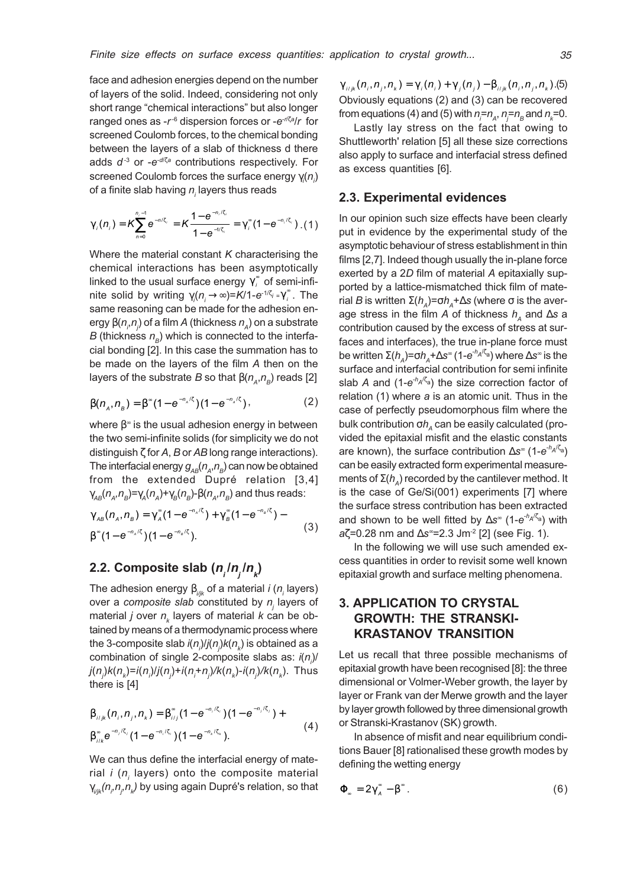face and adhesion energies depend on the number of layers of the solid. Indeed, considering not only short range "chemical interactions" but also longer ranged ones as $-r^{-6}$ dispersion forces or $-e^{-r/\zeta a}/r$ for screened Coulomb forces, to the chemical bonding between the layers of a slab of thickness d there adds $d^{-3}$ or $-e^{-d/\zeta a}$ contributions respectively. For screened Coulomb forces the surface energy $\gamma_i(n_i)$ of a finite slab having $n_i$ layers thus reads

$$\gamma_i(n_i) = K\sum_{n=0}^{n_i-1} e^{-n/\zeta_i} = K\frac{1-e^{-n_i/\zeta_i}}{1-e^{-1/\zeta_i}} = \gamma_i^{\infty}(1-e^{-n_i/\zeta_i}) \,. \quad (1)$$

Where the material constant $K$ characterising the chemical interactions has been asymptotically linked to the usual surface energy $\gamma_i^{\infty}$ of semi-infinite solid by writing $\gamma_i(n_i \to \infty)=K/1-e^{-1/\zeta_i}=\gamma_i^{\infty}$. The same reasoning can be made for the adhesion energy $\beta(n_i,n_j)$ of a film $A$ (thickness $n_A$) on a substrate $B$ (thickness $n_B$) which is connected to the interfacial bonding [2]. In this case the summation has to be made on the layers of the film $A$ then on the layers of the substrate $B$ so that $\beta(n_A,n_B)$ reads [2]

$$\beta(n_A,n_B) = \beta^{\infty}(1-e^{-n_A/\zeta})(1-e^{-n_B/\zeta}), \quad (2)$$

where $\beta^{\infty}$ is the usual adhesion energy in between the two semi-infinite solids (for simplicity we do not distinguish $\zeta$ for $A$, $B$ or $AB$ long range interactions). The interfacial energy $g_{AB}(n_A,n_B)$ can now be obtained from the extended Dupré relation [3,4] $\gamma_{AB}(n_A,n_B)=\gamma_A(n_A)+\gamma_B(n_B)-\beta(n_A,n_B)$ and thus reads:

$$\gamma_{AB}(n_A,n_B) = \gamma_A^{\infty}(1-e^{-n_A/\zeta}) + \gamma_B^{\infty}(1-e^{-n_B/\zeta}) - \beta^{\infty}(1-e^{-n_A/\zeta})(1-e^{-n_B/\zeta}). \quad (3)$$

## 2.2. Composite slab ($n_i/n_j/n_k$)

The adhesion energy $\beta_{i/jk}$ of a material $i$ ($n_i$ layers) over a *composite slab* constituted by $n_j$ layers of material $j$ over $n_k$ layers of material $k$ can be obtained by means of a thermodynamic process where the 3-composite slab $i(n_i)/j(n_j)k(n_k)$ is obtained as a combination of single 2-composite slabs as: $i(n_i)/j(n_j)k(n_k)=i(n_i)/j(n_j)+i(n_i+n_j)/k(n_k)-i(n_j)/k(n_k)$. Thus there is [4]

$$\beta_{i/jk}(n_i,n_j,n_k) = \beta_{i/j}^{\infty}(1-e^{-n_i/\zeta_i})(1-e^{-n_j/\zeta_j}) + \beta_{i/k}^{\infty}e^{-n_j/\zeta_j}(1-e^{-n_i/\zeta_i})(1-e^{-n_k/\zeta_k}). \quad (4)$$

We can thus define the interfacial energy of material $i$ ($n_i$ layers) onto the composite material $\gamma_{i/jk}(n_i,n_j,n_k)$ by using again Dupré's relation, so that

$$\gamma_{i/jk}(n_i,n_j,n_k) = \gamma_i(n_i) + \gamma_j(n_j) - \beta_{i/jk}(n_i,n_j,n_k). \quad (5)$$

Obviously equations (2) and (3) can be recovered from equations (4) and (5) with $n_i=n_A$, $n_j=n_B$ and $n_k=0$.

Lastly lay stress on the fact that owing to Shuttleworth' relation [5] all these size corrections also apply to surface and interfacial stress defined as excess quantities [6].

## 2.3. Experimental evidences

In our opinion such size effects have been clearly put in evidence by the experimental study of the asymptotic behaviour of stress establishment in thin films [2,7]. Indeed though usually the in-plane force exerted by a 2$D$ film of material $A$ epitaxially supported by a lattice-mismatched thick film of material $B$ is written $\Sigma(h_A)=\sigma h_A+\Delta s$ (where $\sigma$ is the average stress in the film $A$ of thickness $h_A$ and $\Delta s$ a contribution caused by the excess of stress at surfaces and interfaces), the true in-plane force must be written $\Sigma(h_A)=\sigma h_A+\Delta s^{\infty}(1-e^{-h_A/\zeta a})$ where $\Delta s^{\infty}$ is the surface and interfacial contribution for semi infinite slab $A$ and $(1-e^{-h_A/\zeta a})$ the size correction factor of relation (1) where $a$ is an atomic unit. Thus in the case of perfectly pseudomorphous film where the bulk contribution $\sigma h_A$ can be easily calculated (provided the epitaxial misfit and the elastic constants are known), the surface contribution $\Delta s^{\infty}(1-e^{-h_A/\zeta a})$ can be easily extracted form experimental measurements of $\Sigma(h_A)$ recorded by the cantilever method. It is the case of Ge/Si(001) experiments [7] where the surface stress contribution has been extracted and shown to be well fitted by $\Delta s^{\infty}(1-e^{-h_A/\zeta a})$ with $a\zeta$=0.28 nm and $\Delta s^{\infty}$=2.3 Jm$^{-2}$ [2] (see Fig. 1).

In the following we will use such amended excess quantities in order to revisit some well known epitaxial growth and surface melting phenomena.

# 3. APPLICATION TO CRYSTAL GROWTH: THE STRANSKI-KRASTANOV TRANSITION

Let us recall that three possible mechanisms of epitaxial growth have been recognised [8]: the three dimensional or Volmer-Weber growth, the layer by layer or Frank van der Merwe growth and the layer by layer growth followed by three dimensional growth or Stranski-Krastanov (SK) growth.

In absence of misfit and near equilibrium conditions Bauer [8] rationalised these growth modes by defining the wetting energy

$$\Phi_{\infty} = 2\gamma_A^{\infty} - \beta^{\infty}. \quad (6)$$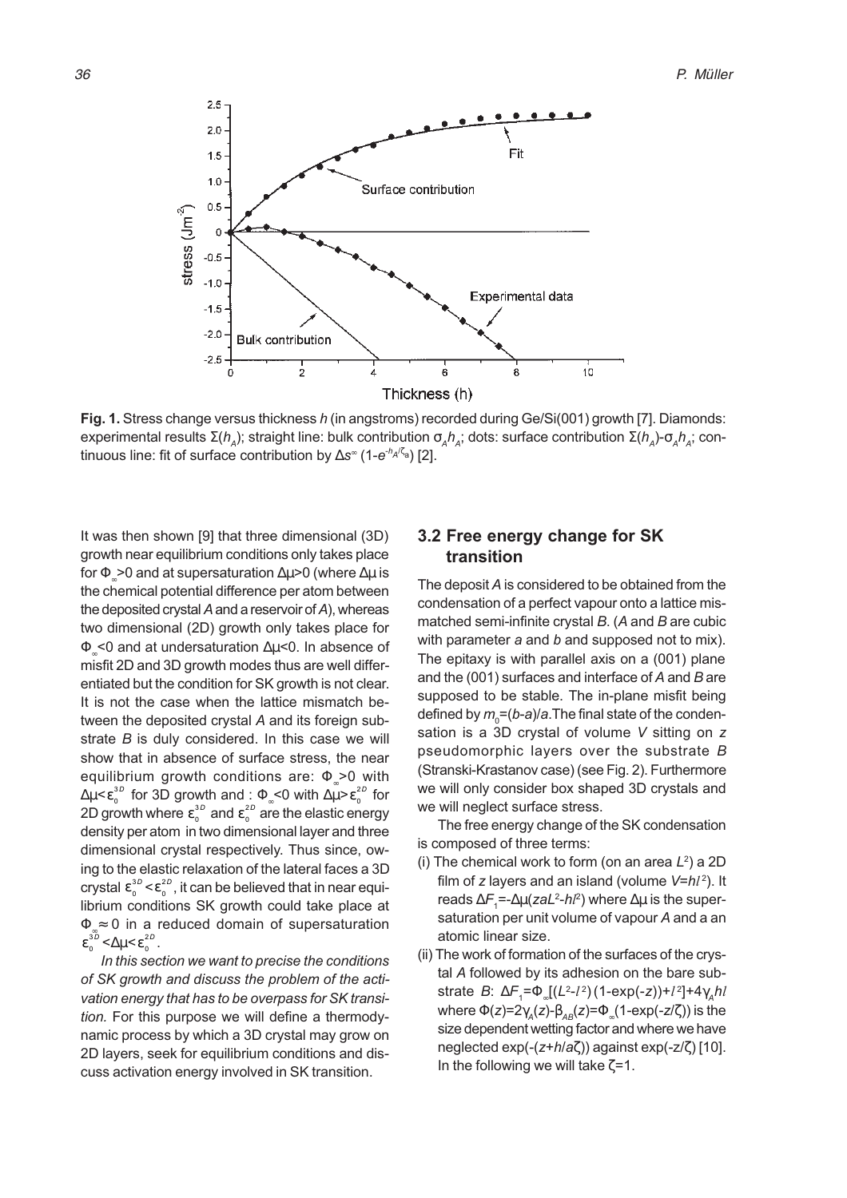**Fig. 1.** Stress change versus thickness $h$ (in angstroms) recorded during Ge/Si(001) growth [7]. Diamonds: experimental results $\Sigma(h_A)$; straight line: bulk contribution $\sigma_A h_A$; dots: surface contribution $\Sigma(h_A)$-$\sigma_A h_A$; continuous line: fit of surface contribution by $\Delta s^{\infty}(1-e^{-h_A/\zeta_a})$ [2].

It was then shown [9] that three dimensional (3D) growth near equilibrium conditions only takes place for $\Phi_\infty>0$ and at supersaturation $\Delta\mu>0$ (where $\Delta\mu$ is the chemical potential difference per atom between the deposited crystal $A$ and a reservoir of $A$), whereas two dimensional (2D) growth only takes place for $\Phi_\infty<0$ and at undersaturation $\Delta\mu<0$. In absence of misfit 2D and 3D growth modes thus are well differentiated but the condition for SK growth is not clear. It is not the case when the lattice mismatch between the deposited crystal $A$ and its foreign substrate $B$ is duly considered. In this case we will show that in absence of surface stress, the near equilibrium growth conditions are: $\Phi_\infty>0$ with $\Delta\mu<\varepsilon_0^{3D}$ for 3D growth and : $\Phi_\infty<0$ with $\Delta\mu>\varepsilon_0^{2D}$ for 2D growth where $\varepsilon_0^{3D}$ and $\varepsilon_0^{2D}$ are the elastic energy density per atom in two dimensional layer and three dimensional crystal respectively. Thus since, owing to the elastic relaxation of the lateral faces a 3D crystal $\varepsilon_0^{3D}<\varepsilon_0^{2D}$, it can be believed that in near equilibrium conditions SK growth could take place at $\Phi_\infty\approx 0$ in a reduced domain of supersaturation $\varepsilon_0^{3D}<\Delta\mu<\varepsilon_0^{2D}$.

*In this section we want to precise the conditions of SK growth and discuss the problem of the activation energy that has to be overpass for SK transition.* For this purpose we will define a thermodynamic process by which a 3D crystal may grow on 2D layers, seek for equilibrium conditions and discuss activation energy involved in SK transition.

## 3.2 Free energy change for SK transition

The deposit $A$ is considered to be obtained from the condensation of a perfect vapour onto a lattice mismatched semi-infinite crystal $B$. ($A$ and $B$ are cubic with parameter $a$ and $b$ and supposed not to mix). The epitaxy is with parallel axis on a (001) plane and the (001) surfaces and interface of $A$ and $B$ are supposed to be stable. The in-plane misfit being defined by $m_0=(b-a)/a$. The final state of the condensation is a 3D crystal of volume $V$ sitting on $z$ pseudomorphic layers over the substrate $B$ (Stranski-Krastanov case) (see Fig. 2). Furthermore we will only consider box shaped 3D crystals and we will neglect surface stress.

The free energy change of the SK condensation is composed of three terms:

(i) The chemical work to form (on an area $L^2$) a 2D film of $z$ layers and an island (volume $V=hl^2$). It reads $\Delta F_1=-\Delta\mu(zaL^2-hl^2)$ where $\Delta\mu$ is the supersaturation per unit volume of vapour $A$ and a an atomic linear size.

(ii) The work of formation of the surfaces of the crystal $A$ followed by its adhesion on the bare substrate $B$: $\Delta F_1=\Phi_\infty[(L^2-l^2)(1-\exp(-z))+l^2]+4\gamma_A hl$ where $\Phi(z)=2\gamma_A(z)-\beta_{AB}(z)=\Phi_\infty(1-\exp(-z/\zeta))$ is the size dependent wetting factor and where we have neglected $\exp(-(z+h/a\zeta))$ against $\exp(-z/\zeta)$ [10]. In the following we will take $\zeta=1$.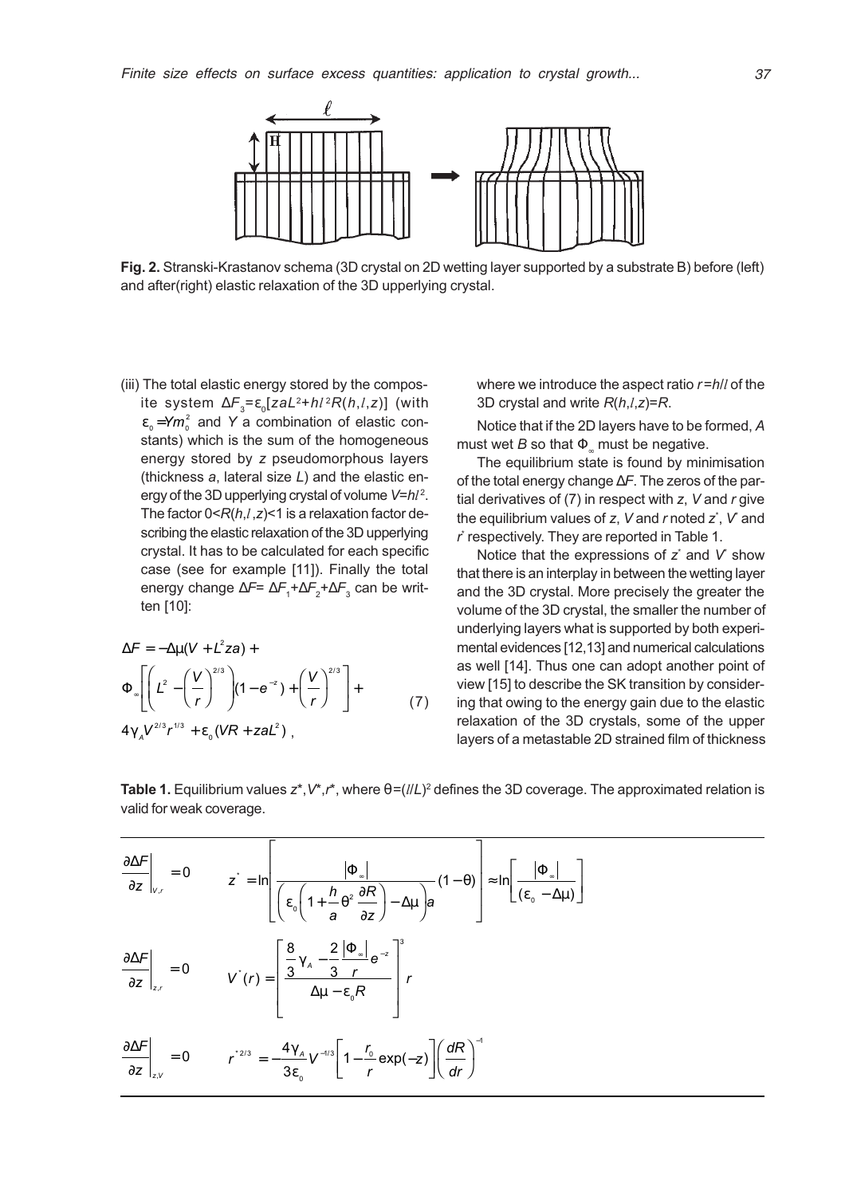**Fig. 2.** Stranski-Krastanov schema (3D crystal on 2D wetting layer supported by a substrate B) before (left) and after(right) elastic relaxation of the 3D upperlying crystal.

(iii) The total elastic energy stored by the composite system $\Delta F_3=\varepsilon_0[zaL^2+hl^2R(h,l,z)]$ (with $\varepsilon_0=Ym_0^2$ and $Y$ a combination of elastic constants) which is the sum of the homogeneous energy stored by $z$ pseudomorphous layers (thickness $a$, lateral size $L$) and the elastic energy of the 3D upperlying crystal of volume $V=hl^2$. The factor $0<R(h,l,z)<1$ is a relaxation factor describing the elastic relaxation of the 3D upperlying crystal. It has to be calculated for each specific case (see for example [11]). Finally the total energy change $\Delta F=\Delta F_1+\Delta F_2+\Delta F_3$ can be written [10]:

$$\Delta F=-\Delta\mu(V+L^2za)+\Phi_\infty\left[\left(L^2-\left(\frac{V}{r}\right)^{2/3}\right)(1-e^{-z})+\left(\frac{V}{r}\right)^{2/3}\right]+4\gamma_A V^{2/3}r^{1/3}+\varepsilon_0(VR+zaL^2)\,, \tag{7}$$

where we introduce the aspect ratio $r=h/l$ of the 3D crystal and write $R(h,l,z)=R$.

Notice that if the 2D layers have to be formed, $A$ must wet $B$ so that $\Phi_\infty$ must be negative.

The equilibrium state is found by minimisation of the total energy change $\Delta F$. The zeros of the partial derivatives of (7) in respect with $z$, $V$ and $r$ give the equilibrium values of $z$, $V$ and $r$ noted $z^*$, $V^*$ and $r^*$ respectively. They are reported in Table 1.

Notice that the expressions of $z^*$ and $V^*$ show that there is an interplay in between the wetting layer and the 3D crystal. More precisely the greater the volume of the 3D crystal, the smaller the number of underlying layers what is supported by both experimental evidences [12,13] and numerical calculations as well [14]. Thus one can adopt another point of view [15] to describe the SK transition by considering that owing to the energy gain due to the elastic relaxation of the 3D crystals, some of the upper layers of a metastable 2D strained film of thickness

**Table 1.** Equilibrium values $z^*, V^*, r^*$, where $\theta=(l/L)^2$ defines the 3D coverage. The approximated relation is valid for weak coverage.

| | |
|---|---|
| $\left.\dfrac{\partial\Delta F}{\partial z}\right\vert_{V,r}=0$ | $z^*=\ln\left[\dfrac{\vert\Phi_\infty\vert}{\left(\varepsilon_0\left(1+\dfrac{h}{a}\theta^2\dfrac{\partial R}{\partial z}\right)-\Delta\mu\right)a}(1-\theta)\right]\approx\ln\left[\dfrac{\vert\Phi_\infty\vert}{(\varepsilon_0-\Delta\mu)}\right]$ |
| $\left.\dfrac{\partial\Delta F}{\partial z}\right\vert_{z,r}=0$ | $V^*(r)=\left[\dfrac{\dfrac{8}{3}\gamma_A-\dfrac{2}{3}\dfrac{\vert\Phi_\infty\vert}{r}e^{-z}}{\Delta\mu-\varepsilon_0 R}\right]^3 r$ |
| $\left.\dfrac{\partial\Delta F}{\partial z}\right\vert_{z,V}=0$ | $r^{*2/3}=-\dfrac{4\gamma_A}{3\varepsilon_0}V^{-1/3}\left[1-\dfrac{r_0}{r}\exp(-z)\right]\left(\dfrac{dR}{dr}\right)^{-1}$ |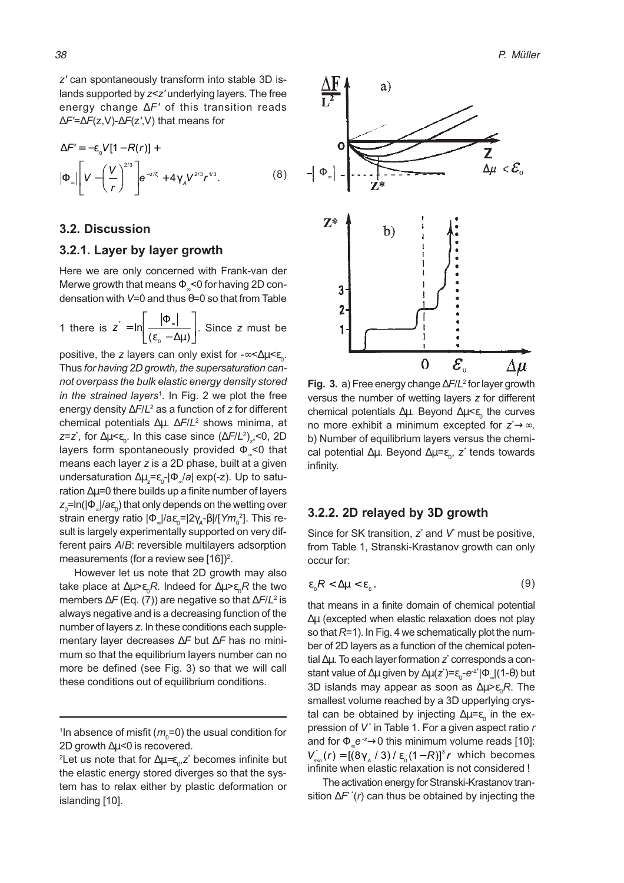$z'$ can spontaneously transform into stable 3D islands supported by $z<z'$ underlying layers. The free energy change $\Delta F'$ of this transition reads $\Delta F'=\Delta F(z,V)-\Delta F(z',V)$ that means for

$$\Delta F' = -\varepsilon_0 V[1-R(r)] + |\Phi_\infty|\left[V - \left(\frac{V}{r}\right)^{2/3}\right]e^{-z/\zeta} + 4\gamma_A V^{2/3} r^{1/3}. \quad (8)$$

## 3.2. Discussion

### 3.2.1. Layer by layer growth

Here we are only concerned with Frank-van der Merwe growth that means $\Phi_\infty<0$ for having 2D condensation with $V=0$ and thus $\theta=0$ so that from Table 1 there is $z^* = \ln\left[\frac{|\Phi_\infty|}{(\varepsilon_0 - \Delta\mu)}\right]$. Since $z$ must be positive, the $z$ layers can only exist for $-\infty<\Delta\mu<\varepsilon_0$. Thus *for having 2D growth, the supersaturation cannot overpass the bulk elastic energy density stored in the strained layers*[1]. In Fig. 2 we plot the free energy density $\Delta F/L^2$ as a function of $z$ for different chemical potentials $\Delta\mu$. $\Delta F/L^2$ shows minima, at $z=z^*$, for $\Delta\mu<\varepsilon_0$. In this case since $(\Delta F/L^2)_{z^*}<0$, 2D layers form spontaneously provided $\Phi_\infty<0$ that means each layer $z$ is a 2D phase, built at a given undersaturation $\Delta\mu_z=\varepsilon_0-|\Phi_\infty/a|\exp(-z)$. Up to saturation $\Delta\mu=0$ there builds up a finite number of layers $z_0=\ln(|\Phi_\infty|/a\varepsilon_0)$ that only depends on the wetting over strain energy ratio $|\Phi_\infty|/a\varepsilon_0=|2\gamma_A-\beta|/[Ym_0^2]$. This result is largely experimentally supported on very different pairs $A/B$: reversible multilayers adsorption measurements (for a review see [16])[2].

However let us note that 2D growth may also take place at $\Delta\mu>\varepsilon_0 R$. Indeed for $\Delta\mu>\varepsilon_0 R$ the two members $\Delta F$ (Eq. (7)) are negative so that $\Delta F/L^2$ is always negative and is a decreasing function of the number of layers $z$. In these conditions each supplementary layer decreases $\Delta F$ but $\Delta F$ has no minimum so that the equilibrium layers number can no more be defined (see Fig. 3) so that we will call these conditions out of equilibrium conditions.

[1] In absence of misfit ($m_0=0$) the usual condition for 2D growth $\Delta\mu<0$ is recovered.

[2] Let us note that for $\Delta\mu=\varepsilon_0$, $z^*$ becomes infinite but the elastic energy stored diverges so that the system has to relax either by plastic deformation or islanding [10].

**Fig. 3.** a) Free energy change $\Delta F/L^2$ for layer growth versus the number of wetting layers $z$ for different chemical potentials $\Delta\mu$. Beyond $\Delta\mu<\varepsilon_0$ the curves no more exhibit a minimum excepted for $z^*\rightarrow\infty$. b) Number of equilibrium layers versus the chemical potential $\Delta\mu$. Beyond $\Delta\mu=\varepsilon_0$, $z^*$ tends towards infinity.

### 3.2.2. 2D relayed by 3D growth

Since for SK transition, $z^*$ and $V^*$ must be positive, from Table 1, Stranski-Krastanov growth can only occur for:

$$\varepsilon_0 R < \Delta\mu < \varepsilon_0, \quad (9)$$

that means in a finite domain of chemical potential $\Delta\mu$ (excepted when elastic relaxation does not play so that $R=1$). In Fig. 4 we schematically plot the number of 2D layers as a function of the chemical potential $\Delta\mu$. To each layer formation $z^*$ corresponds a constant value of $\Delta\mu$ given by $\Delta\mu(z^*)=\varepsilon_0-e^{-z^*}|\Phi_\infty|(1-\theta)$ but 3D islands may appear as soon as $\Delta\mu>\varepsilon_0 R$. The smallest volume reached by a 3D upperlying crystal can be obtained by injecting $\Delta\mu=\varepsilon_0$ in the expression of $V^*$ in Table 1. For a given aspect ratio $r$ and for $\Phi_\infty e^{-z}\rightarrow 0$ this minimum volume reads [10]: $V^*_{min}(r) = [(8\gamma_A/3)/\varepsilon_0(1-R)]^3 r$ which becomes infinite when elastic relaxation is not considered !

The activation energy for Stranski-Krastanov transition $\Delta F'^*(r)$ can thus be obtained by injecting the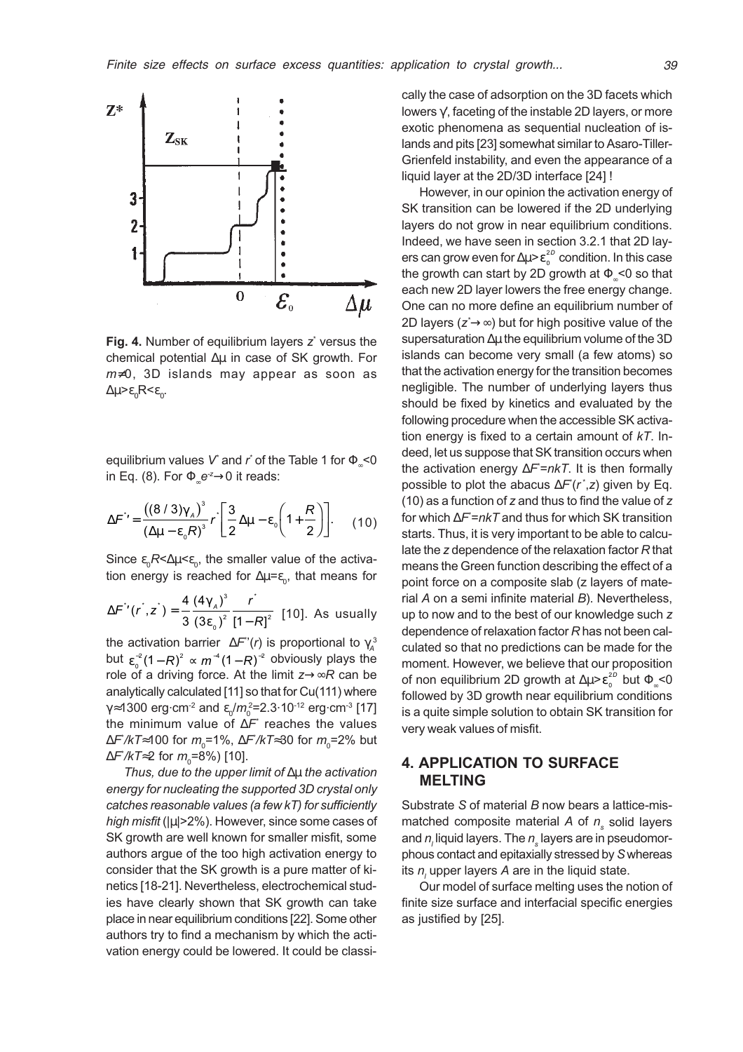**Fig. 4.** Number of equilibrium layers $z^*$ versus the chemical potential $\Delta\mu$ in case of SK growth. For $m\neq 0$, 3D islands may appear as soon as $\Delta\mu>\varepsilon_0 R<\varepsilon_0$.

equilibrium values $V^*$ and $r^*$ of the Table 1 for $\Phi_\infty<0$ in Eq. (8). For $\Phi_\infty e^{-z}\to 0$ it reads:

$$\Delta F^{*\prime}=\frac{\left((8/3)\gamma_A\right)^3}{(\Delta\mu-\varepsilon_0 R)^3}r^*\left[\frac{3}{2}\Delta\mu-\varepsilon_0\left(1+\frac{R}{2}\right)\right]. \quad (10)$$

Since $\varepsilon_0 R<\Delta\mu<\varepsilon_0$, the smaller value of the activation energy is reached for $\Delta\mu=\varepsilon_0$, that means for $\Delta F^{*\prime}(r^*,z^*)=\frac{4}{3}\frac{(4\gamma_A)^3}{(3\varepsilon_0)^2}\frac{r^*}{[1-R]^2}$ [10]. As usually the activation barrier $\Delta F^{*\prime}(r)$ is proportional to $\gamma_A^3$ but $\varepsilon_0^{-2}(1-R)^2\propto m^{-4}(1-R)^{-2}$ obviously plays the role of a driving force. At the limit $z\to\infty R$ can be analytically calculated [11] so that for Cu(111) where $\gamma\approx 1300$ erg·cm$^{-2}$ and $\varepsilon_0/m_0^2=2.3\cdot 10^{-12}$ erg·cm$^{-3}$ [17] the minimum value of $\Delta F^*$ reaches the values $\Delta F^*/kT\approx 100$ for $m_0=1\%$, $\Delta F^*/kT\approx 30$ for $m_0=2\%$ but $\Delta F^*/kT\approx 2$ for $m_0=8\%$) [10].

*Thus, due to the upper limit of* $\Delta\mu$ *the activation energy for nucleating the supported 3D crystal only catches reasonable values (a few kT) for sufficiently high misfit* (|μ|>2%). However, since some cases of SK growth are well known for smaller misfit, some authors argue of the too high activation energy to consider that the SK growth is a pure matter of kinetics [18-21]. Nevertheless, electrochemical studies have clearly shown that SK growth can take place in near equilibrium conditions [22]. Some other authors try to find a mechanism by which the activation energy could be lowered. It could be classically the case of adsorption on the 3D facets which lowers γ, faceting of the instable 2D layers, or more exotic phenomena as sequential nucleation of islands and pits [23] somewhat similar to Asaro-Tiller-Grienfeld instability, and even the appearance of a liquid layer at the 2D/3D interface [24] !

However, in our opinion the activation energy of SK transition can be lowered if the 2D underlying layers do not grow in near equilibrium conditions. Indeed, we have seen in section 3.2.1 that 2D layers can grow even for $\Delta\mu>\varepsilon_0^{2D}$ condition. In this case the growth can start by 2D growth at $\Phi_\infty<0$ so that each new 2D layer lowers the free energy change. One can no more define an equilibrium number of 2D layers ($z^*\to\infty$) but for high positive value of the supersaturation $\Delta\mu$ the equilibrium volume of the 3D islands can become very small (a few atoms) so that the activation energy for the transition becomes negligible. The number of underlying layers thus should be fixed by kinetics and evaluated by the following procedure when the accessible SK activation energy is fixed to a certain amount of $kT$. Indeed, let us suppose that SK transition occurs when the activation energy $\Delta F^*=nkT$. It is then formally possible to plot the abacus $\Delta F^*(r^*,z)$ given by Eq. (10) as a function of $z$ and thus to find the value of $z$ for which $\Delta F^*=nkT$ and thus for which SK transition starts. Thus, it is very important to be able to calculate the $z$ dependence of the relaxation factor $R$ that means the Green function describing the effect of a point force on a composite slab (z layers of material $A$ on a semi infinite material $B$). Nevertheless, up to now and to the best of our knowledge such $z$ dependence of relaxation factor $R$ has not been calculated so that no predictions can be made for the moment. However, we believe that our proposition of non equilibrium 2D growth at $\Delta\mu>\varepsilon_0^{2D}$ but $\Phi_\infty<0$ followed by 3D growth near equilibrium conditions is a quite simple solution to obtain SK transition for very weak values of misfit.

## 4. APPLICATION TO SURFACE MELTING

Substrate $S$ of material $B$ now bears a lattice-mismatched composite material $A$ of $n_s$ solid layers and $n_l$ liquid layers. The $n_s$ layers are in pseudomorphous contact and epitaxially stressed by $S$ whereas its $n_l$ upper layers $A$ are in the liquid state.

Our model of surface melting uses the notion of finite size surface and interfacial specific energies as justified by [25].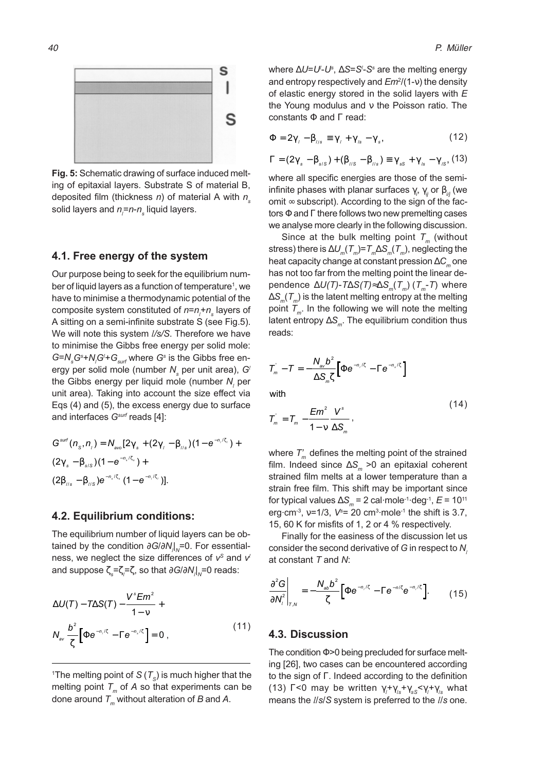**Fig. 5:** Schematic drawing of surface induced melting of epitaxial layers. Substrate S of material B, deposited film (thickness $n$) of material A with $n_s$ solid layers and $n_l=n-n_s$ liquid layers.

## 4.1. Free energy of the system

Our purpose being to seek for the equilibrium number of liquid layers as a function of temperature[1], we have to minimise a thermodynamic potential of the composite system constituted of $n=n_l+n_s$ layers of A sitting on a semi-infinite substrate S (see Fig.5). We will note this system $l/s/S$. Therefore we have to minimise the Gibbs free energy per solid mole: $G=N_sG^s+N_lG^l+G_{surf}$ where $G^s$ is the Gibbs free energy per solid mole (number $N_s$ per unit area), $G^l$ the Gibbs energy per liquid mole (number $N_l$ per unit area). Taking into account the size effect via Eqs (4) and (5), the excess energy due to surface and interfaces $G^{surf}$ reads [4]:

$$G^{surf}(n_s,n_l)=N_{avo}[2\gamma_s+(2\gamma_l-\beta_{l/s})(1-e^{-n_l/\zeta_l})+(2\gamma_s-\beta_{s/S})(1-e^{-n_s/\zeta_s})+(2\beta_{l/s}-\beta_{l/S})e^{-n_s/\zeta_s}(1-e^{-n_l/\zeta_l})].$$

## 4.2. Equilibrium conditions:

The equilibrium number of liquid layers can be obtained by the condition $\partial G/\partial N_l|_N=0$. For essentialness, we neglect the size differences of $v^S$ and $v^l$ and suppose $\zeta_s=\zeta_l=\zeta$, so that $\partial G/\partial N_l|_N=0$ reads:

$$\Delta U(T)-T\Delta S(T)-\frac{V^sEm^2}{1-\nu}+N_{av}\frac{b^2}{\zeta}\left[\Phi e^{-n_l/\zeta}-\Gamma e^{-n_s/\zeta}\right]=0\,, \tag{11}$$

[1]The melting point of $S$ ($T_S$) is much higher that the melting point $T_m$ of $A$ so that experiments can be done around $T_m$ without alteration of $B$ and $A$.

where $\Delta U=U^l-U^s$, $\Delta S=S^l-S^s$ are the melting energy and entropy respectively and $Em^2/(1-\nu)$ the density of elastic energy stored in the solid layers with $E$ the Young modulus and $\nu$ the Poisson ratio. The constants $\Phi$ and $\Gamma$ read:

$$\Phi=2\gamma_l-\beta_{l/s}\equiv\gamma_l+\gamma_{ls}-\gamma_s\,, \tag{12}$$

$$\Gamma=(2\gamma_s-\beta_{s/S})+(\beta_{l/S}-\beta_{l/s})\equiv\gamma_{sS}+\gamma_{ls}-\gamma_{lS}\,, \tag{13}$$

where all specific energies are those of the semi-infinite phases with planar surfaces $\gamma_i$, $\gamma_{ij}$ or $\beta_{i/j}$ (we omit $\infty$ subscript). According to the sign of the factors $\Phi$ and $\Gamma$ there follows two new premelting cases we analyse more clearly in the following discussion.

Since at the bulk melting point $T_m$ (without stress) there is $\Delta U_m(T_m)=T_m\Delta S_m(T_m)$, neglecting the heat capacity change at constant pression $\Delta C_m$ one has not too far from the melting point the linear dependence $\Delta U(T)-T\Delta S(T)\approx\Delta S_m(T_m)\,(T_m-T)$ where $\Delta S_m(T_m)$ is the latent melting entropy at the melting point $T_m$. In the following we will note the melting latent entropy $\Delta S_m$. The equilibrium condition thus reads:

$$T_m^{'}-T=-\frac{N_{av}b^2}{\Delta S_m\zeta}\left[\Phi e^{-n_l/\zeta}-\Gamma e^{-n_s/\zeta}\right]$$

with

$$T_m^{'}=T_m-\frac{Em^2}{1-\nu}\frac{V^s}{\Delta S_m}\,, \tag{14}$$

where $T_m'$ defines the melting point of the strained film. Indeed since $\Delta S_m>0$ an epitaxial coherent strained film melts at a lower temperature than a strain free film. This shift may be important since for typical values $\Delta S_m$ = 2 cal·mole$^{-1}$·deg$^{-1}$, $E=10^{11}$ erg·cm$^{-3}$, $\nu$=1/3, $V^s$= 20 cm$^3$·mole$^{-1}$ the shift is 3.7, 15, 60 K for misfits of 1, 2 or 4 % respectively.

Finally for the easiness of the discussion let us consider the second derivative of $G$ in respect to $N_l$ at constant $T$ and $N$:

$$\left.\frac{\partial^2G}{\partial N_l^2}\right|_{T,N}=-\frac{N_{ab}b^2}{\zeta}\left[\Phi e^{-n_l/\zeta}-\Gamma e^{-n/\zeta}e^{-n_l/\zeta}\right]. \tag{15}$$

## 4.3. Discussion

The condition $\Phi>0$ being precluded for surface melting [26], two cases can be encountered according to the sign of $\Gamma$. Indeed according to the definition (13) $\Gamma<0$ may be written $\gamma_l+\gamma_{ls}+\gamma_{sS}<\gamma_l+\gamma_{lS}$ what means the $l/s/S$ system is preferred to the $l/s$ one.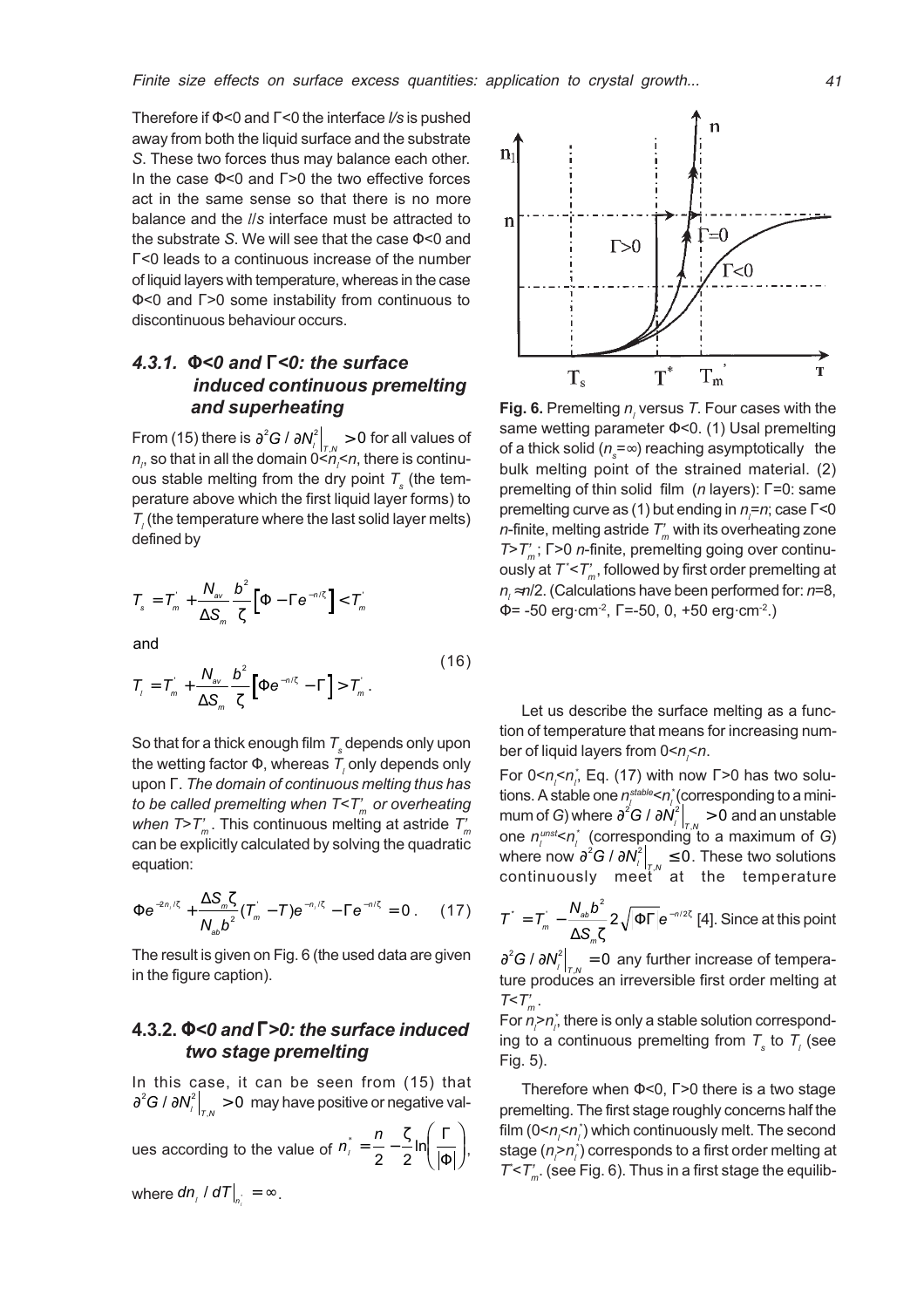Therefore if Φ<0 and Γ<0 the interface *l/s* is pushed away from both the liquid surface and the substrate *S*. These two forces thus may balance each other. In the case Φ<0 and Γ>0 the two effective forces act in the same sense so that there is no more balance and the *l/s* interface must be attracted to the substrate *S*. We will see that the case Φ<0 and Γ<0 leads to a continuous increase of the number of liquid layers with temperature, whereas in the case Φ<0 and Γ>0 some instability from continuous to discontinuous behaviour occurs.

### 4.3.1. *Φ<0 and Γ<0: the surface induced continuous premelting and superheating*

From (15) there is $\partial^2 G / \partial N_l^2\big|_{T,N} > 0$ for all values of $n_l$, so that in all the domain $0<n_l<n$, there is continuous stable melting from the dry point $T_s$ (the temperature above which the first liquid layer forms) to $T_l$ (the temperature where the last solid layer melts) defined by

$$T_s = T_m^{'} + \frac{N_{av}}{\Delta S_m}\frac{b^2}{\zeta}\left[\Phi - \Gamma e^{-n/\zeta}\right] < T_m^{'}$$

and

$$T_l = T_m^{'} + \frac{N_{av}}{\Delta S_m}\frac{b^2}{\zeta}\left[\Phi e^{-n/\zeta} - \Gamma\right] > T_m^{'} . \tag{16}$$

So that for a thick enough film $T_s$ depends only upon the wetting factor Φ, whereas $T_l$ only depends only upon Γ. *The domain of continuous melting thus has to be called premelting when $T<T_m'$ or overheating when $T>T_m'$*. This continuous melting at astride $T_m'$ can be explicitly calculated by solving the quadratic equation:

$$\Phi e^{-2n_l/\zeta} + \frac{\Delta S_m \zeta}{N_{ab} b^2}(T_m^{'} - T)e^{-n_l/\zeta} - \Gamma e^{-n/\zeta} = 0 . \tag{17}$$

The result is given on Fig. 6 (the used data are given in the figure caption).

### 4.3.2. *Φ<0 and Γ>0: the surface induced two stage premelting*

In this case, it can be seen from (15) that $\partial^2 G / \partial N_l^2\big|_{T,N} > 0$ may have positive or negative values according to the value of $n_l^* = \frac{n}{2} - \frac{\zeta}{2}\ln\left(\frac{\Gamma}{|\Phi|}\right)$, where $dn_l / dT\big|_{n_l^*} = \infty$.

**Fig. 6.** Premelting $n_l$ versus $T$. Four cases with the same wetting parameter Φ<0. (1) Usal premelting of a thick solid ($n_s=\infty$) reaching asymptotically the bulk melting point of the strained material. (2) premelting of thin solid film ($n$ layers): Γ=0: same premelting curve as (1) but ending in $n_l=n$; case Γ<0 $n$-finite, melting astride $T_m'$ with its overheating zone $T>T_m'$; Γ>0 $n$-finite, premelting going over continuously at $T^*<T_m'$, followed by first order premelting at $n_l \approx n/2$. (Calculations have been performed for: $n$=8, Φ= -50 erg·cm$^{-2}$, Γ=-50, 0, +50 erg·cm$^{-2}$.)

Let us describe the surface melting as a function of temperature that means for increasing number of liquid layers from $0<n_l<n$.

For $0<n_l<n_l^*$, Eq. (17) with now Γ>0 has two solutions. A stable one $n_l^{stable}<n_l^*$ (corresponding to a minimum of $G$) where $\partial^2 G / \partial N_l^2\big|_{T,N} > 0$ and an unstable one $n_l^{unst}<n_l^*$ (corresponding to a maximum of $G$) where now $\partial^2 G / \partial N_l^2\big|_{T,N} \leq 0$. These two solutions continuously meet at the temperature $T^* = T_m^{'} - \frac{N_{ab} b^2}{\Delta S_m \zeta} 2\sqrt{|\Phi\Gamma|}e^{-n/2\zeta}$ [4]. Since at this point $\partial^2 G / \partial N_l^2\big|_{T,N} = 0$ any further increase of temperature produces an irreversible first order melting at $T<T_m'$.

For $n_l>n_l^*$, there is only a stable solution corresponding to a continuous premelting from $T_s$ to $T_l$ (see Fig. 5).

Therefore when Φ<0, Γ>0 there is a two stage premelting. The first stage roughly concerns half the film ($0<n_l<n_l^*$) which continuously melt. The second stage ($n_l>n_l^*$) corresponds to a first order melting at $T^*<T_m'$. (see Fig. 6). Thus in a first stage the equilib-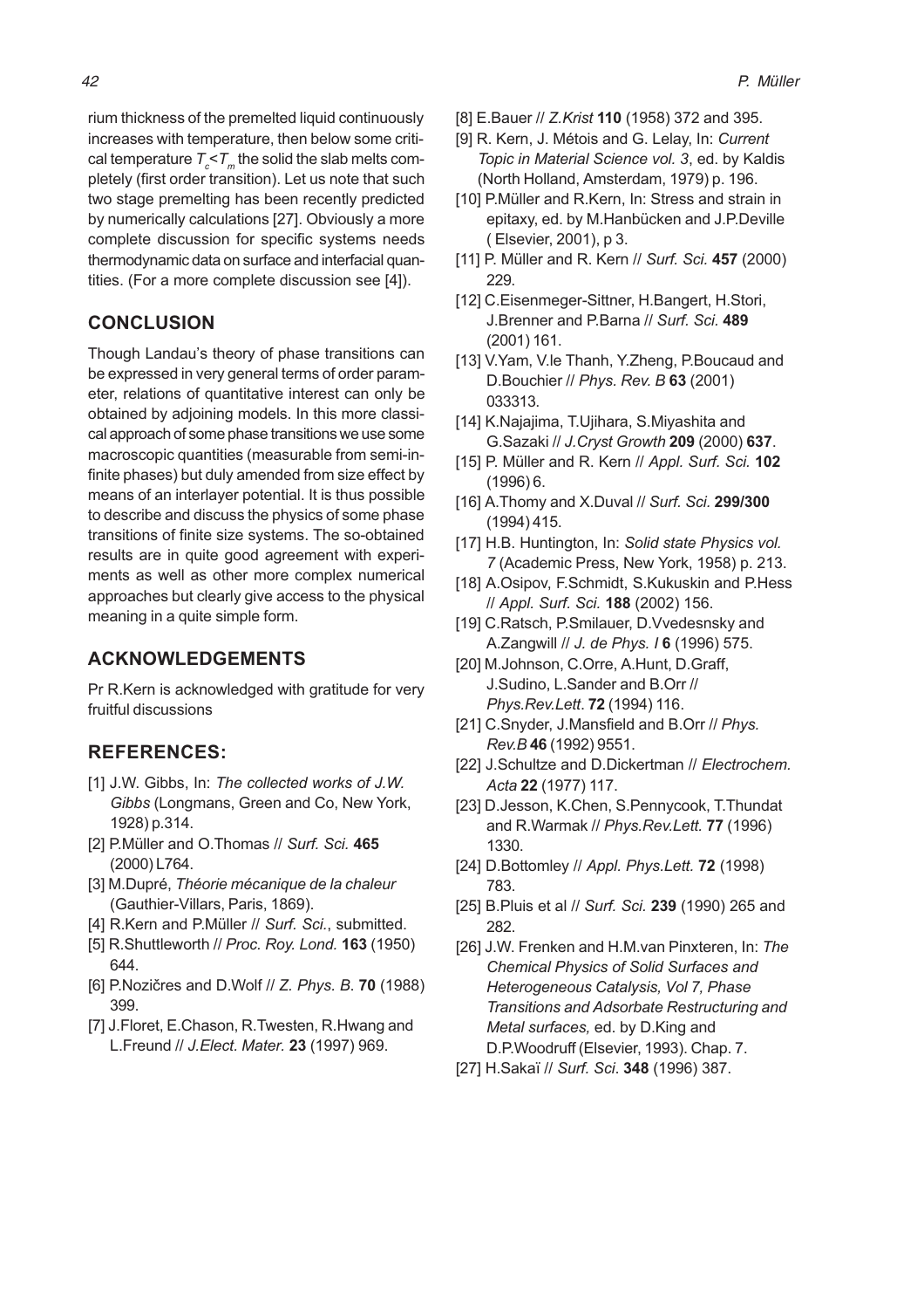rium thickness of the premelted liquid continuously increases with temperature, then below some critical temperature $T_c<T_m$ the solid the slab melts completely (first order transition). Let us note that such two stage premelting has been recently predicted by numerically calculations [27]. Obviously a more complete discussion for specific systems needs thermodynamic data on surface and interfacial quantities. (For a more complete discussion see [4]).

## CONCLUSION

Though Landau's theory of phase transitions can be expressed in very general terms of order parameter, relations of quantitative interest can only be obtained by adjoining models. In this more classical approach of some phase transitions we use some macroscopic quantities (measurable from semi-infinite phases) but duly amended from size effect by means of an interlayer potential. It is thus possible to describe and discuss the physics of some phase transitions of finite size systems. The so-obtained results are in quite good agreement with experiments as well as other more complex numerical approaches but clearly give access to the physical meaning in a quite simple form.

## ACKNOWLEDGEMENTS

Pr R.Kern is acknowledged with gratitude for very fruitful discussions

## REFERENCES:

[1] J.W. Gibbs, In: *The collected works of J.W. Gibbs* (Longmans, Green and Co, New York, 1928) p.314.

[2] P.Müller and O.Thomas // *Surf. Sci.* **465** (2000) L764.

[3] M.Dupré, *Théorie mécanique de la chaleur* (Gauthier-Villars, Paris, 1869).

[4] R.Kern and P.Müller // *Surf. Sci.*, submitted.

[5] R.Shuttleworth // *Proc. Roy. Lond.* **163** (1950) 644.

[6] P.Nozičres and D.Wolf // *Z. Phys. B.* **70** (1988) 399.

[7] J.Floret, E.Chason, R.Twesten, R.Hwang and L.Freund // *J.Elect. Mater.* **23** (1997) 969.

[8] E.Bauer // *Z.Krist* **110** (1958) 372 and 395.

[9] R. Kern, J. Métois and G. Lelay, In: *Current Topic in Material Science vol. 3*, ed. by Kaldis (North Holland, Amsterdam, 1979) p. 196.

[10] P.Müller and R.Kern, In: Stress and strain in epitaxy, ed. by M.Hanbücken and J.P.Deville ( Elsevier, 2001), p 3.

[11] P. Müller and R. Kern // *Surf. Sci.* **457** (2000) 229.

[12] C.Eisenmeger-Sittner, H.Bangert, H.Stori, J.Brenner and P.Barna // *Surf. Sci.* **489** (2001) 161.

[13] V.Yam, V.le Thanh, Y.Zheng, P.Boucaud and D.Bouchier // *Phys. Rev. B* **63** (2001) 033313.

[14] K.Najajima, T.Ujihara, S.Miyashita and G.Sazaki // *J.Cryst Growth* **209** (2000) **637**.

[15] P. Müller and R. Kern // *Appl. Surf. Sci.* **102** (1996) 6.

[16] A.Thomy and X.Duval // *Surf. Sci.* **299/300** (1994) 415.

[17] H.B. Huntington, In: *Solid state Physics vol. 7* (Academic Press, New York, 1958) p. 213.

[18] A.Osipov, F.Schmidt, S.Kukuskin and P.Hess // *Appl. Surf. Sci.* **188** (2002) 156.

[19] C.Ratsch, P.Smilauer, D.Vvedesnsky and A.Zangwill // *J. de Phys. I* **6** (1996) 575.

[20] M.Johnson, C.Orre, A.Hunt, D.Graff, J.Sudino, L.Sander and B.Orr // *Phys.Rev.Lett*. **72** (1994) 116.

[21] C.Snyder, J.Mansfield and B.Orr // *Phys. Rev.B* **46** (1992) 9551.

[22] J.Schultze and D.Dickertman // *Electrochem. Acta* **22** (1977) 117.

[23] D.Jesson, K.Chen, S.Pennycook, T.Thundat and R.Warmak // *Phys.Rev.Lett.* **77** (1996) 1330.

[24] D.Bottomley // *Appl. Phys.Lett.* **72** (1998) 783.

[25] B.Pluis et al // *Surf. Sci.* **239** (1990) 265 and 282.

[26] J.W. Frenken and H.M.van Pinxteren, In: *The Chemical Physics of Solid Surfaces and Heterogeneous Catalysis, Vol 7, Phase Transitions and Adsorbate Restructuring and Metal surfaces,* ed. by D.King and D.P.Woodruff (Elsevier, 1993). Chap. 7.

[27] H.Sakaï // *Surf. Sci*. **348** (1996) 387.